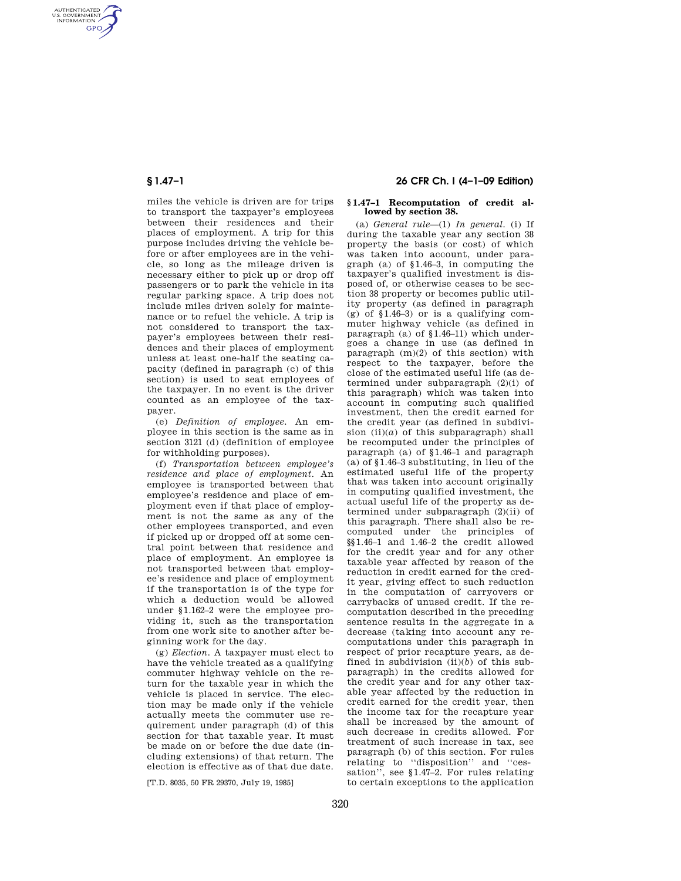miles the vehicle is driven are for trips to transport the taxpayer's employees between their residences and their places of employment. A trip for this purpose includes driving the vehicle before or after employees are in the vehicle, so long as the mileage driven is necessary either to pick up or drop off passengers or to park the vehicle in its regular parking space. A trip does not include miles driven solely for maintenance or to refuel the vehicle. A trip is not considered to transport the taxpayer's employees between their residences and their places of employment unless at least one-half the seating capacity (defined in paragraph (c) of this section) is used to seat employees of the taxpayer. In no event is the driver counted as an employee of the taxpayer.

(e) *Definition of employee.* An employee in this section is the same as in section 3121 (d) (definition of employee for withholding purposes).

(f) *Transportation between employee's residence and place of employment.* An employee is transported between that employee's residence and place of employment even if that place of employment is not the same as any of the other employees transported, and even if picked up or dropped off at some central point between that residence and place of employment. An employee is not transported between that employee's residence and place of employment if the transportation is of the type for which a deduction would be allowed under §1.162–2 were the employee providing it, such as the transportation from one work site to another after beginning work for the day.

(g) *Election.* A taxpayer must elect to have the vehicle treated as a qualifying commuter highway vehicle on the return for the taxable year in which the vehicle is placed in service. The election may be made only if the vehicle actually meets the commuter use requirement under paragraph (d) of this section for that taxable year. It must be made on or before the due date (including extensions) of that return. The election is effective as of that due date.

[T.D. 8035, 50 FR 29370, July 19, 1985]

## §1.47–1 Recomputation of credit allowed by section 38.

(a) *General rule*—(1) *In general.* (i) If during the taxable year any section 38 property the basis (or cost) of which was taken into account, under paragraph (a) of §1.46–3, in computing the taxpayer's qualified investment is disposed of, or otherwise ceases to be section 38 property or becomes public utility property (as defined in paragraph (g) of §1.46–3) or is a qualifying commuter highway vehicle (as defined in paragraph (a) of §1.46–11) which undergoes a change in use (as defined in paragraph (m)(2) of this section) with respect to the taxpayer, before the close of the estimated useful life (as determined under subparagraph (2)(i) of this paragraph) which was taken into account in computing such qualified investment, then the credit earned for the credit year (as defined in subdivision (ii)(*a*) of this subparagraph) shall be recomputed under the principles of paragraph (a) of §1.46–1 and paragraph (a) of §1.46–3 substituting, in lieu of the estimated useful life of the property that was taken into account originally in computing qualified investment, the actual useful life of the property as determined under subparagraph (2)(ii) of this paragraph. There shall also be recomputed under the principles of §§1.46–1 and 1.46–2 the credit allowed for the credit year and for any other taxable year affected by reason of the reduction in credit earned for the credit year, giving effect to such reduction in the computation of carryovers or carrybacks of unused credit. If the recomputation described in the preceding sentence results in the aggregate in a decrease (taking into account any recomputations under this paragraph in respect of prior recapture years, as defined in subdivision (ii)(*b*) of this subparagraph) in the credits allowed for the credit year and for any other taxable year affected by the reduction in credit earned for the credit year, then the income tax for the recapture year shall be increased by the amount of such decrease in credits allowed. For treatment of such increase in tax, see paragraph (b) of this section. For rules relating to ''disposition'' and ''cessation'', see §1.47–2. For rules relating to certain exceptions to the application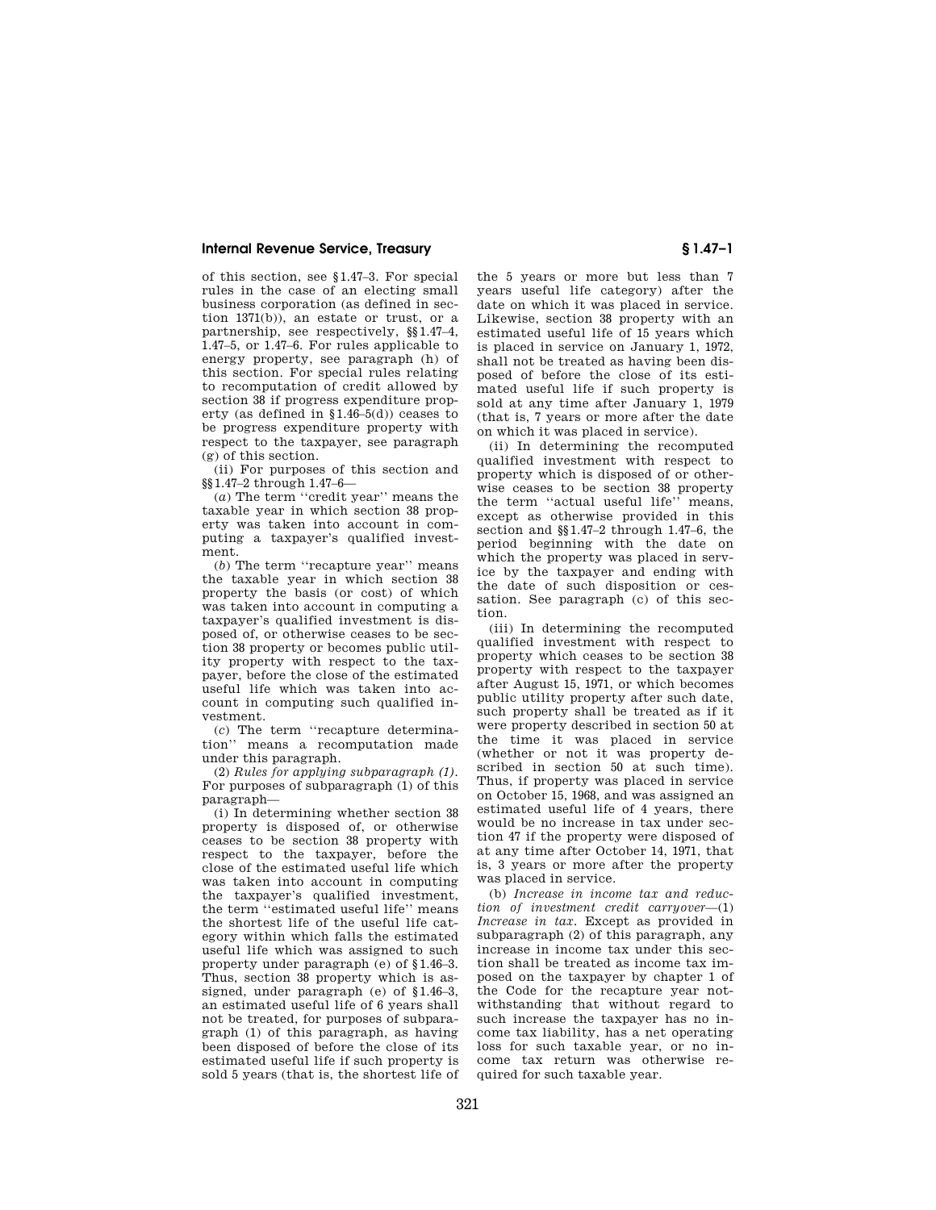of this section, see §1.47–3. For special rules in the case of an electing small business corporation (as defined in section 1371(b)), an estate or trust, or a partnership, see respectively, §§1.47–4, 1.47–5, or 1.47–6. For rules applicable to energy property, see paragraph (h) of this section. For special rules relating to recomputation of credit allowed by section 38 if progress expenditure property (as defined in §1.46–5(d)) ceases to be progress expenditure property with respect to the taxpayer, see paragraph (g) of this section.

(ii) For purposes of this section and §§1.47–2 through 1.47–6—

(*a*) The term ''credit year'' means the taxable year in which section 38 property was taken into account in computing a taxpayer's qualified investment.

(*b*) The term ''recapture year'' means the taxable year in which section 38 property the basis (or cost) of which was taken into account in computing a taxpayer's qualified investment is disposed of, or otherwise ceases to be section 38 property or becomes public utility property with respect to the taxpayer, before the close of the estimated useful life which was taken into account in computing such qualified investment.

(*c*) The term ''recapture determination'' means a recomputation made under this paragraph.

(2) *Rules for applying subparagraph (1)*. For purposes of subparagraph (1) of this paragraph—

(i) In determining whether section 38 property is disposed of, or otherwise ceases to be section 38 property with respect to the taxpayer, before the close of the estimated useful life which was taken into account in computing the taxpayer's qualified investment, the term ''estimated useful life'' means the shortest life of the useful life category within which falls the estimated useful life which was assigned to such property under paragraph (e) of §1.46–3. Thus, section 38 property which is assigned, under paragraph (e) of §1.46–3, an estimated useful life of 6 years shall not be treated, for purposes of subparagraph (1) of this paragraph, as having been disposed of before the close of its estimated useful life if such property is sold 5 years (that is, the shortest life of the 5 years or more but less than 7 years useful life category) after the date on which it was placed in service. Likewise, section 38 property with an estimated useful life of 15 years which is placed in service on January 1, 1972, shall not be treated as having been disposed of before the close of its estimated useful life if such property is sold at any time after January 1, 1979 (that is, 7 years or more after the date on which it was placed in service).

(ii) In determining the recomputed qualified investment with respect to property which is disposed of or otherwise ceases to be section 38 property the term ''actual useful life'' means, except as otherwise provided in this section and §§1.47–2 through 1.47–6, the period beginning with the date on which the property was placed in service by the taxpayer and ending with the date of such disposition or cessation. See paragraph (c) of this section.

(iii) In determining the recomputed qualified investment with respect to property which ceases to be section 38 property with respect to the taxpayer after August 15, 1971, or which becomes public utility property after such date, such property shall be treated as if it were property described in section 50 at the time it was placed in service (whether or not it was property described in section 50 at such time). Thus, if property was placed in service on October 15, 1968, and was assigned an estimated useful life of 4 years, there would be no increase in tax under section 47 if the property were disposed of at any time after October 14, 1971, that is, 3 years or more after the property was placed in service.

(b) *Increase in income tax and reduction of investment credit carryover*—(1) *Increase in tax*. Except as provided in subparagraph (2) of this paragraph, any increase in income tax under this section shall be treated as income tax imposed on the taxpayer by chapter 1 of the Code for the recapture year notwithstanding that without regard to such increase the taxpayer has no income tax liability, has a net operating loss for such taxable year, or no income tax return was otherwise required for such taxable year.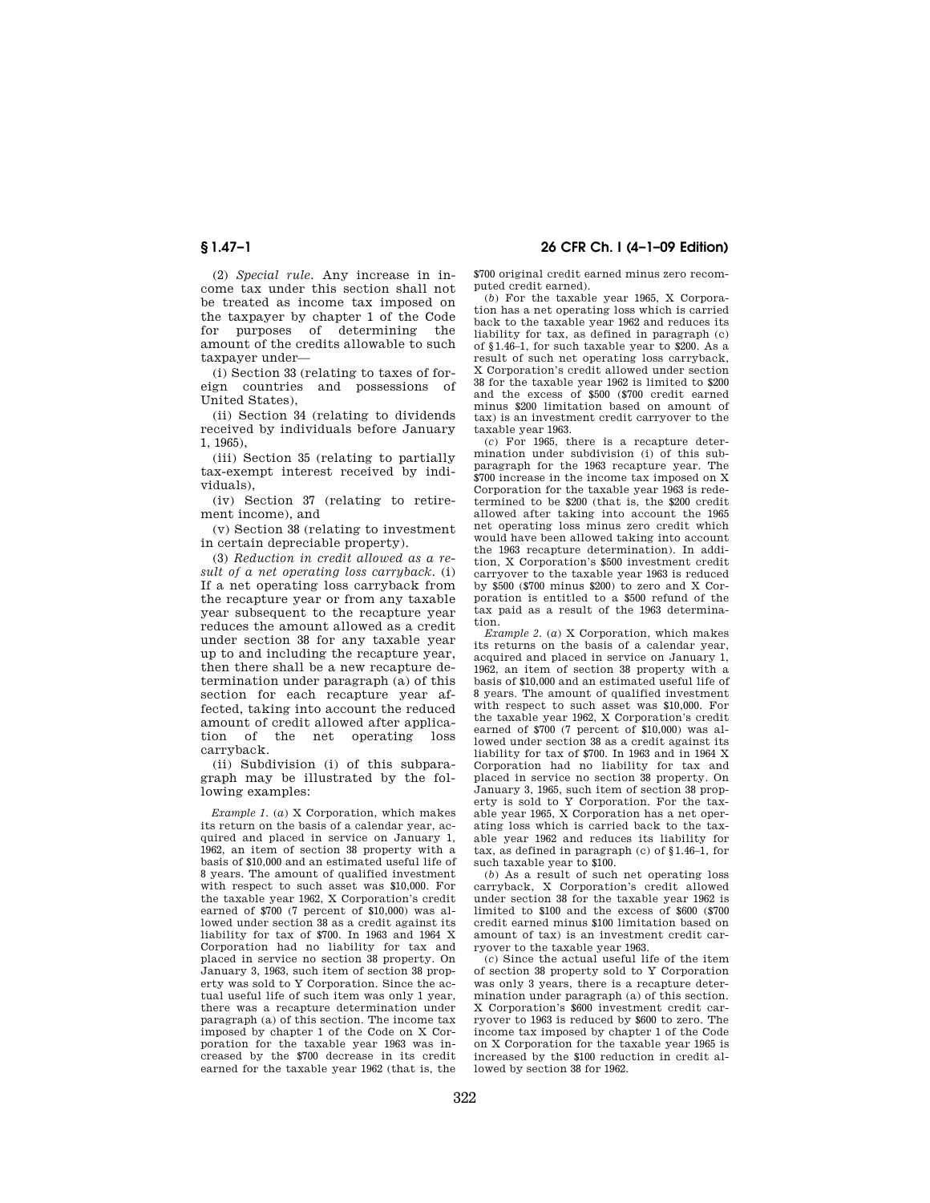(2) *Special rule.* Any increase in income tax under this section shall not be treated as income tax imposed on the taxpayer by chapter 1 of the Code for purposes of determining the amount of the credits allowable to such taxpayer under—

(i) Section 33 (relating to taxes of foreign countries and possessions of United States),

(ii) Section 34 (relating to dividends received by individuals before January 1, 1965),

(iii) Section 35 (relating to partially tax-exempt interest received by individuals),

(iv) Section 37 (relating to retirement income), and

(v) Section 38 (relating to investment in certain depreciable property).

(3) *Reduction in credit allowed as a result of a net operating loss carryback.* (i) If a net operating loss carryback from the recapture year or from any taxable year subsequent to the recapture year reduces the amount allowed as a credit under section 38 for any taxable year up to and including the recapture year, then there shall be a new recapture determination under paragraph (a) of this section for each recapture year affected, taking into account the reduced amount of credit allowed after application of the net operating loss carryback.

(ii) Subdivision (i) of this subparagraph may be illustrated by the following examples:

*Example 1.* (*a*) X Corporation, which makes its return on the basis of a calendar year, acquired and placed in service on January 1, 1962, an item of section 38 property with a basis of $10,000 and an estimated useful life of 8 years. The amount of qualified investment with respect to such asset was $10,000. For the taxable year 1962, X Corporation's credit earned of $700 (7 percent of $10,000) was allowed under section 38 as a credit against its liability for tax of $700. In 1963 and 1964 X Corporation had no liability for tax and placed in service no section 38 property. On January 3, 1963, such item of section 38 property was sold to Y Corporation. Since the actual useful life of such item was only 1 year, there was a recapture determination under paragraph (a) of this section. The income tax imposed by chapter 1 of the Code on X Corporation for the taxable year 1963 was increased by the $700 decrease in its credit earned for the taxable year 1962 (that is, the $700 original credit earned minus zero recomputed credit earned).

(*b*) For the taxable year 1965, X Corporation has a net operating loss which is carried back to the taxable year 1962 and reduces its liability for tax, as defined in paragraph (c) of §1.46–1, for such taxable year to $200. As a result of such net operating loss carryback, X Corporation's credit allowed under section 38 for the taxable year 1962 is limited to $200 and the excess of $500 ($700 credit earned minus $200 limitation based on amount of tax) is an investment credit carryover to the taxable year 1963.

(*c*) For 1965, there is a recapture determination under subdivision (i) of this subparagraph for the 1963 recapture year. The $700 increase in the income tax imposed on X Corporation for the taxable year 1963 is redetermined to be $200 (that is, the $200 credit allowed after taking into account the 1965 net operating loss minus zero credit which would have been allowed taking into account the 1963 recapture determination). In addition, X Corporation's $500 investment credit carryover to the taxable year 1963 is reduced by $500 ($700 minus $200) to zero and X Corporation is entitled to a $500 refund of the tax paid as a result of the 1963 determination.

*Example 2.* (*a*) X Corporation, which makes its returns on the basis of a calendar year, acquired and placed in service on January 1, 1962, an item of section 38 property with a basis of $10,000 and an estimated useful life of 8 years. The amount of qualified investment with respect to such asset was $10,000. For the taxable year 1962, X Corporation's credit earned of $700 (7 percent of $10,000) was allowed under section 38 as a credit against its liability for tax of $700. In 1963 and in 1964 X Corporation had no liability for tax and placed in service no section 38 property. On January 3, 1965, such item of section 38 property is sold to Y Corporation. For the taxable year 1965, X Corporation has a net operating loss which is carried back to the taxable year 1962 and reduces its liability for tax, as defined in paragraph (c) of §1.46–1, for such taxable year to $100.

(*b*) As a result of such net operating loss carryback, X Corporation's credit allowed under section 38 for the taxable year 1962 is limited to $100 and the excess of $600 ($700 credit earned minus $100 limitation based on amount of tax) is an investment credit carryover to the taxable year 1963.

(*c*) Since the actual useful life of the item of section 38 property sold to Y Corporation was only 3 years, there is a recapture determination under paragraph (a) of this section. X Corporation's $600 investment credit carryover to 1963 is reduced by $600 to zero. The income tax imposed by chapter 1 of the Code on X Corporation for the taxable year 1965 is increased by the $100 reduction in credit allowed by section 38 for 1962.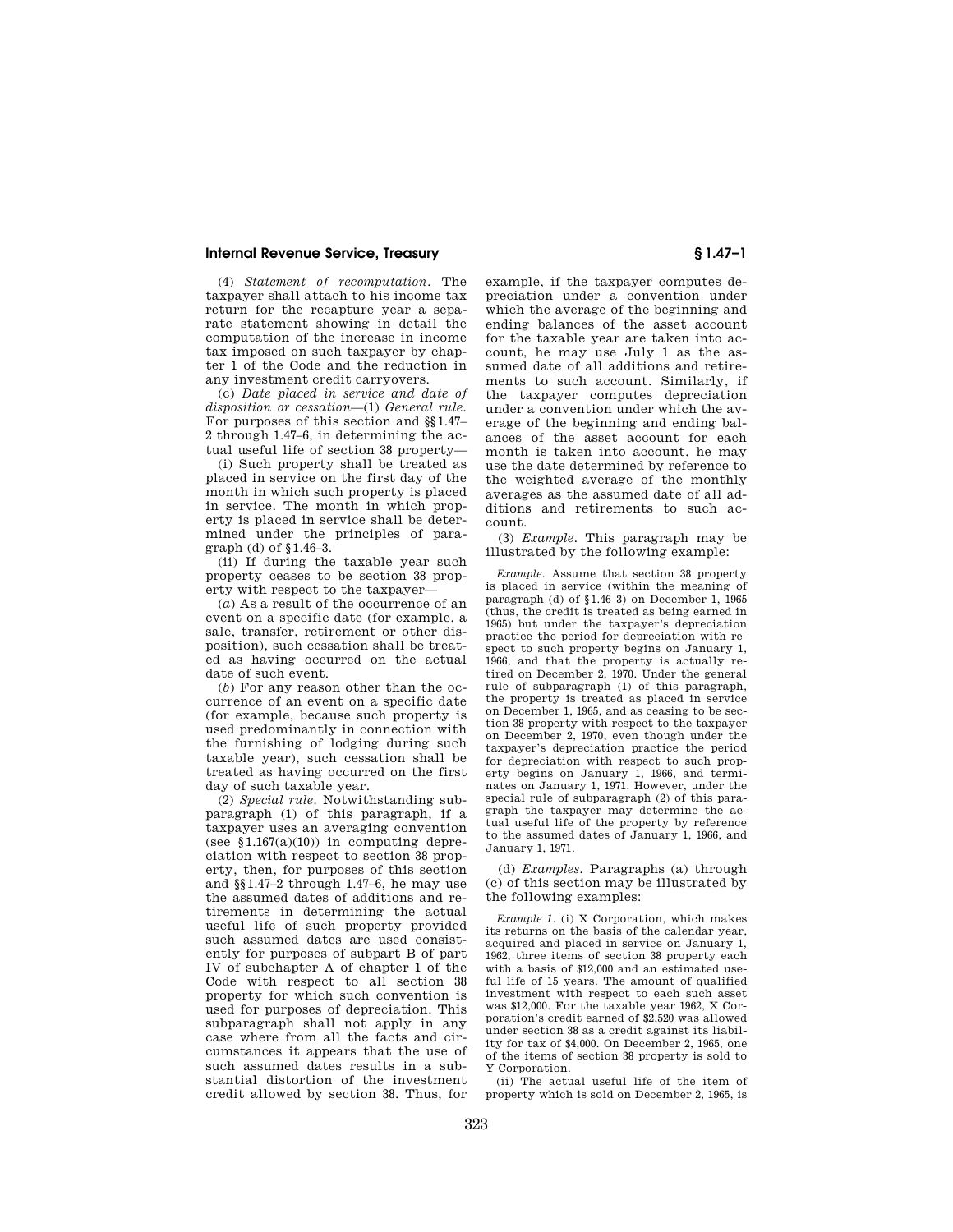(4) *Statement of recomputation.* The taxpayer shall attach to his income tax return for the recapture year a separate statement showing in detail the computation of the increase in income tax imposed on such taxpayer by chapter 1 of the Code and the reduction in any investment credit carryovers.

(c) *Date placed in service and date of disposition or cessation*—(1) *General rule.* For purposes of this section and §§1.47–2 through 1.47–6, in determining the actual useful life of section 38 property—

(i) Such property shall be treated as placed in service on the first day of the month in which such property is placed in service. The month in which property is placed in service shall be determined under the principles of paragraph (d) of §1.46–3.

(ii) If during the taxable year such property ceases to be section 38 property with respect to the taxpayer—

(*a*) As a result of the occurrence of an event on a specific date (for example, a sale, transfer, retirement or other disposition), such cessation shall be treated as having occurred on the actual date of such event.

(*b*) For any reason other than the occurrence of an event on a specific date (for example, because such property is used predominantly in connection with the furnishing of lodging during such taxable year), such cessation shall be treated as having occurred on the first day of such taxable year.

(2) *Special rule.* Notwithstanding subparagraph (1) of this paragraph, if a taxpayer uses an averaging convention (see §1.167(a)(10)) in computing depreciation with respect to section 38 property, then, for purposes of this section and §§1.47–2 through 1.47–6, he may use the assumed dates of additions and retirements in determining the actual useful life of such property provided such assumed dates are used consistently for purposes of subpart B of part IV of subchapter A of chapter 1 of the Code with respect to all section 38 property for which such convention is used for purposes of depreciation. This subparagraph shall not apply in any case where from all the facts and circumstances it appears that the use of such assumed dates results in a substantial distortion of the investment credit allowed by section 38. Thus, for example, if the taxpayer computes depreciation under a convention under which the average of the beginning and ending balances of the asset account for the taxable year are taken into account, he may use July 1 as the assumed date of all additions and retirements to such account. Similarly, if the taxpayer computes depreciation under a convention under which the average of the beginning and ending balances of the asset account for each month is taken into account, he may use the date determined by reference to the weighted average of the monthly averages as the assumed date of all additions and retirements to such account.

(3) *Example.* This paragraph may be illustrated by the following example:

*Example.* Assume that section 38 property is placed in service (within the meaning of paragraph (d) of §1.46–3) on December 1, 1965 (thus, the credit is treated as being earned in 1965) but under the taxpayer's depreciation practice the period for depreciation with respect to such property begins on January 1, 1966, and that the property is actually retired on December 2, 1970. Under the general rule of subparagraph (1) of this paragraph, the property is treated as placed in service on December 1, 1965, and as ceasing to be section 38 property with respect to the taxpayer on December 2, 1970, even though under the taxpayer's depreciation practice the period for depreciation with respect to such property begins on January 1, 1966, and terminates on January 1, 1971. However, under the special rule of subparagraph (2) of this paragraph the taxpayer may determine the actual useful life of the property by reference to the assumed dates of January 1, 1966, and January 1, 1971.

(d) *Examples.* Paragraphs (a) through (c) of this section may be illustrated by the following examples:

*Example 1.* (i) X Corporation, which makes its returns on the basis of the calendar year, acquired and placed in service on January 1, 1962, three items of section 38 property each with a basis of $12,000 and an estimated useful life of 15 years. The amount of qualified investment with respect to each such asset was $12,000. For the taxable year 1962, X Corporation's credit earned of $2,520 was allowed under section 38 as a credit against its liability for tax of $4,000. On December 2, 1965, one of the items of section 38 property is sold to Y Corporation.

(ii) The actual useful life of the item of property which is sold on December 2, 1965, is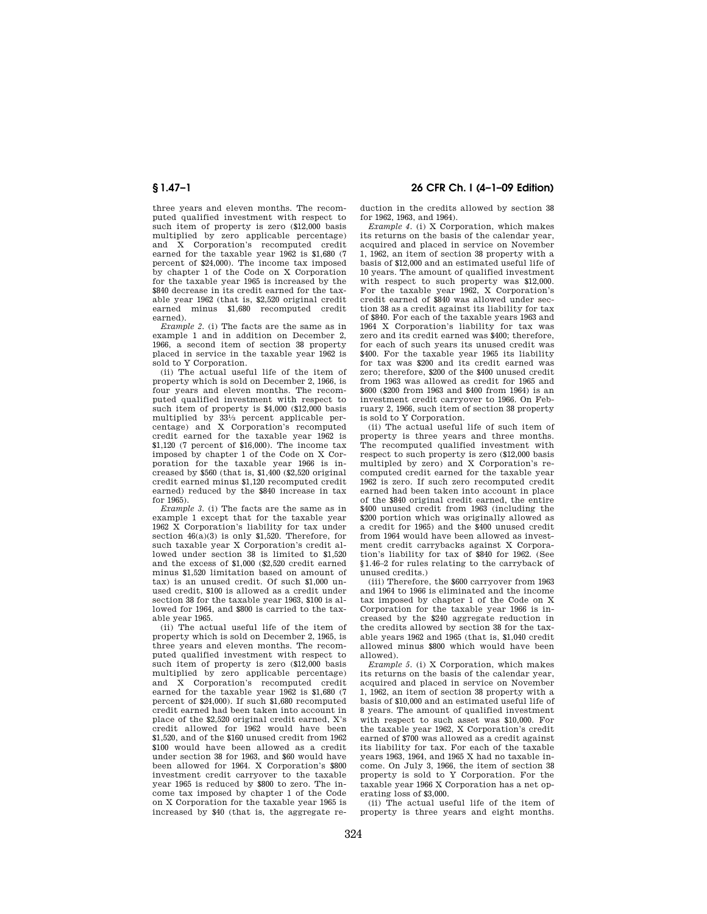three years and eleven months. The recomputed qualified investment with respect to such item of property is zero ($12,000 basis multiplied by zero applicable percentage) and X Corporation's recomputed credit earned for the taxable year 1962 is $1,680 (7 percent of $24,000). The income tax imposed by chapter 1 of the Code on X Corporation for the taxable year 1965 is increased by the $840 decrease in its credit earned for the taxable year 1962 (that is, $2,520 original credit earned minus $1,680 recomputed credit earned).

*Example 2.* (i) The facts are the same as in example 1 and in addition on December 2, 1966, a second item of section 38 property placed in service in the taxable year 1962 is sold to Y Corporation.

(ii) The actual useful life of the item of property which is sold on December 2, 1966, is four years and eleven months. The recomputed qualified investment with respect to such item of property is $4,000 ($12,000 basis multiplied by 33⅓ percent applicable percentage) and X Corporation's recomputed credit earned for the taxable year 1962 is $1,120 (7 percent of $16,000). The income tax imposed by chapter 1 of the Code on X Corporation for the taxable year 1966 is increased by $560 (that is, $1,400 ($2,520 original credit earned minus $1,120 recomputed credit earned) reduced by the $840 increase in tax for 1965).

*Example 3.* (i) The facts are the same as in example 1 except that for the taxable year 1962 X Corporation's liability for tax under section 46(a)(3) is only $1,520. Therefore, for such taxable year X Corporation's credit allowed under section 38 is limited to $1,520 and the excess of $1,000 ($2,520 credit earned minus $1,520 limitation based on amount of tax) is an unused credit. Of such $1,000 unused credit, $100 is allowed as a credit under section 38 for the taxable year 1963, $100 is allowed for 1964, and $800 is carried to the taxable year 1965.

(ii) The actual useful life of the item of property which is sold on December 2, 1965, is three years and eleven months. The recomputed qualified investment with respect to such item of property is zero ($12,000 basis multiplied by zero applicable percentage) and X Corporation's recomputed credit earned for the taxable year 1962 is $1,680 (7 percent of $24,000). If such $1,680 recomputed credit earned had been taken into account in place of the $2,520 original credit earned, X's credit allowed for 1962 would have been $1,520, and of the $160 unused credit from 1962 $100 would have been allowed as a credit under section 38 for 1963, and $60 would have been allowed for 1964. X Corporation's $800 investment credit carryover to the taxable year 1965 is reduced by $800 to zero. The income tax imposed by chapter 1 of the Code on X Corporation for the taxable year 1965 is increased by $40 (that is, the aggregate reduction in the credits allowed by section 38 for 1962, 1963, and 1964).

*Example 4.* (i) X Corporation, which makes its returns on the basis of the calendar year, acquired and placed in service on November 1, 1962, an item of section 38 property with a basis of $12,000 and an estimated useful life of 10 years. The amount of qualified investment with respect to such property was $12,000. For the taxable year 1962, X Corporation's credit earned of $840 was allowed under section 38 as a credit against its liability for tax of $840. For each of the taxable years 1963 and 1964 X Corporation's liability for tax was zero and its credit earned was $400; therefore, for each of such years its unused credit was $400. For the taxable year 1965 its liability for tax was $200 and its credit earned was zero; therefore, $200 of the $400 unused credit from 1963 was allowed as credit for 1965 and $600 ($200 from 1963 and $400 from 1964) is an investment credit carryover to 1966. On February 2, 1966, such item of section 38 property is sold to Y Corporation.

(ii) The actual useful life of such item of property is three years and three months. The recomputed qualified investment with respect to such property is zero ($12,000 basis multiplied by zero) and X Corporation's recomputed credit earned for the taxable year 1962 is zero. If such zero recomputed credit earned had been taken into account in place of the $840 original credit earned, the entire $400 unused credit from 1963 (including the $200 portion which was originally allowed as a credit for 1965) and the $400 unused credit from 1964 would have been allowed as investment credit carrybacks against X Corporation's liability for tax of $840 for 1962. (See §1.46–2 for rules relating to the carryback of unused credits.)

(iii) Therefore, the $600 carryover from 1963 and 1964 to 1966 is eliminated and the income tax imposed by chapter 1 of the Code on X Corporation for the taxable year 1966 is increased by the $240 aggregate reduction in the credits allowed by section 38 for the taxable years 1962 and 1965 (that is, $1,040 credit allowed minus $800 which would have been allowed).

*Example 5.* (i) X Corporation, which makes its returns on the basis of the calendar year, acquired and placed in service on November 1, 1962, an item of section 38 property with a basis of $10,000 and an estimated useful life of 8 years. The amount of qualified investment with respect to such asset was $10,000. For the taxable year 1962, X Corporation's credit earned of $700 was allowed as a credit against its liability for tax. For each of the taxable years 1963, 1964, and 1965 X had no taxable income. On July 3, 1966, the item of section 38 property is sold to Y Corporation. For the taxable year 1966 X Corporation has a net operating loss of $3,000.

(ii) The actual useful life of the item of property is three years and eight months.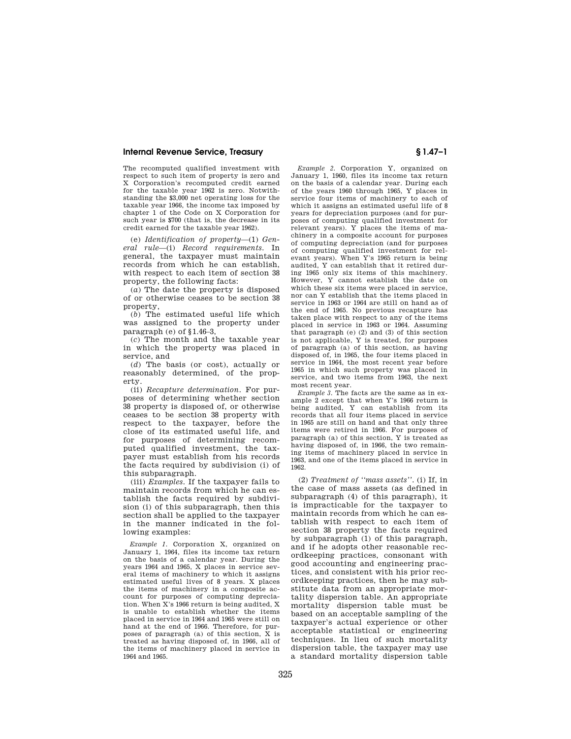The recomputed qualified investment with respect to such item of property is zero and X Corporation's recomputed credit earned for the taxable year 1962 is zero. Notwithstanding the $3,000 net operating loss for the taxable year 1966, the income tax imposed by chapter 1 of the Code on X Corporation for such year is $700 (that is, the decrease in its credit earned for the taxable year 1962).

(e) *Identification of property*—(1) *General rule*—(i) *Record requirements.* In general, the taxpayer must maintain records from which he can establish, with respect to each item of section 38 property, the following facts:

(*a*) The date the property is disposed of or otherwise ceases to be section 38 property,

(*b*) The estimated useful life which was assigned to the property under paragraph (e) of §1.46–3,

(*c*) The month and the taxable year in which the property was placed in service, and

(*d*) The basis (or cost), actually or reasonably determined, of the property.

(ii) *Recapture determination.* For purposes of determining whether section 38 property is disposed of, or otherwise ceases to be section 38 property with respect to the taxpayer, before the close of its estimated useful life, and for purposes of determining recomputed qualified investment, the taxpayer must establish from his records the facts required by subdivision (i) of this subparagraph.

(iii) *Examples.* If the taxpayer fails to maintain records from which he can establish the facts required by subdivision (i) of this subparagraph, then this section shall be applied to the taxpayer in the manner indicated in the following examples:

*Example 1.* Corporation X, organized on January 1, 1964, files its income tax return on the basis of a calendar year. During the years 1964 and 1965, X places in service several items of machinery to which it assigns estimated useful lives of 8 years. X places the items of machinery in a composite account for purposes of computing depreciation. When X's 1966 return is being audited, X is unable to establish whether the items placed in service in 1964 and 1965 were still on hand at the end of 1966. Therefore, for purposes of paragraph (a) of this section, X is treated as having disposed of, in 1966, all of the items of machinery placed in service in 1964 and 1965.

*Example 2.* Corporation Y, organized on January 1, 1960, files its income tax return on the basis of a calendar year. During each of the years 1960 through 1965, Y places in service four items of machinery to each of which it assigns an estimated useful life of 8 years for depreciation purposes (and for purposes of computing qualified investment for relevant years). Y places the items of machinery in a composite account for purposes of computing depreciation (and for purposes of computing qualified investment for relevant years). When Y's 1965 return is being audited, Y can establish that it retired during 1965 only six items of this machinery. However, Y cannot establish the date on which these six items were placed in service, nor can Y establish that the items placed in service in 1963 or 1964 are still on hand as of the end of 1965. No previous recapture has taken place with respect to any of the items placed in service in 1963 or 1964. Assuming that paragraph (e) (2) and (3) of this section is not applicable, Y is treated, for purposes of paragraph (a) of this section, as having disposed of, in 1965, the four items placed in service in 1964, the most recent year before 1965 in which such property was placed in service, and two items from 1963, the next most recent year.

*Example 3.* The facts are the same as in example 2 except that when Y's 1966 return is being audited, Y can establish from its records that all four items placed in service in 1965 are still on hand and that only three items were retired in 1966. For purposes of paragraph (a) of this section, Y is treated as having disposed of, in 1966, the two remaining items of machinery placed in service in 1963, and one of the items placed in service in 1962.

(2) *Treatment of ''mass assets''.* (i) If, in the case of mass assets (as defined in subparagraph (4) of this paragraph), it is impracticable for the taxpayer to maintain records from which he can establish with respect to each item of section 38 property the facts required by subparagraph (1) of this paragraph, and if he adopts other reasonable recordkeeping practices, consonant with good accounting and engineering practices, and consistent with his prior recordkeeping practices, then he may substitute data from an appropriate mortality dispersion table. An appropriate mortality dispersion table must be based on an acceptable sampling of the taxpayer's actual experience or other acceptable statistical or engineering techniques. In lieu of such mortality dispersion table, the taxpayer may use a standard mortality dispersion table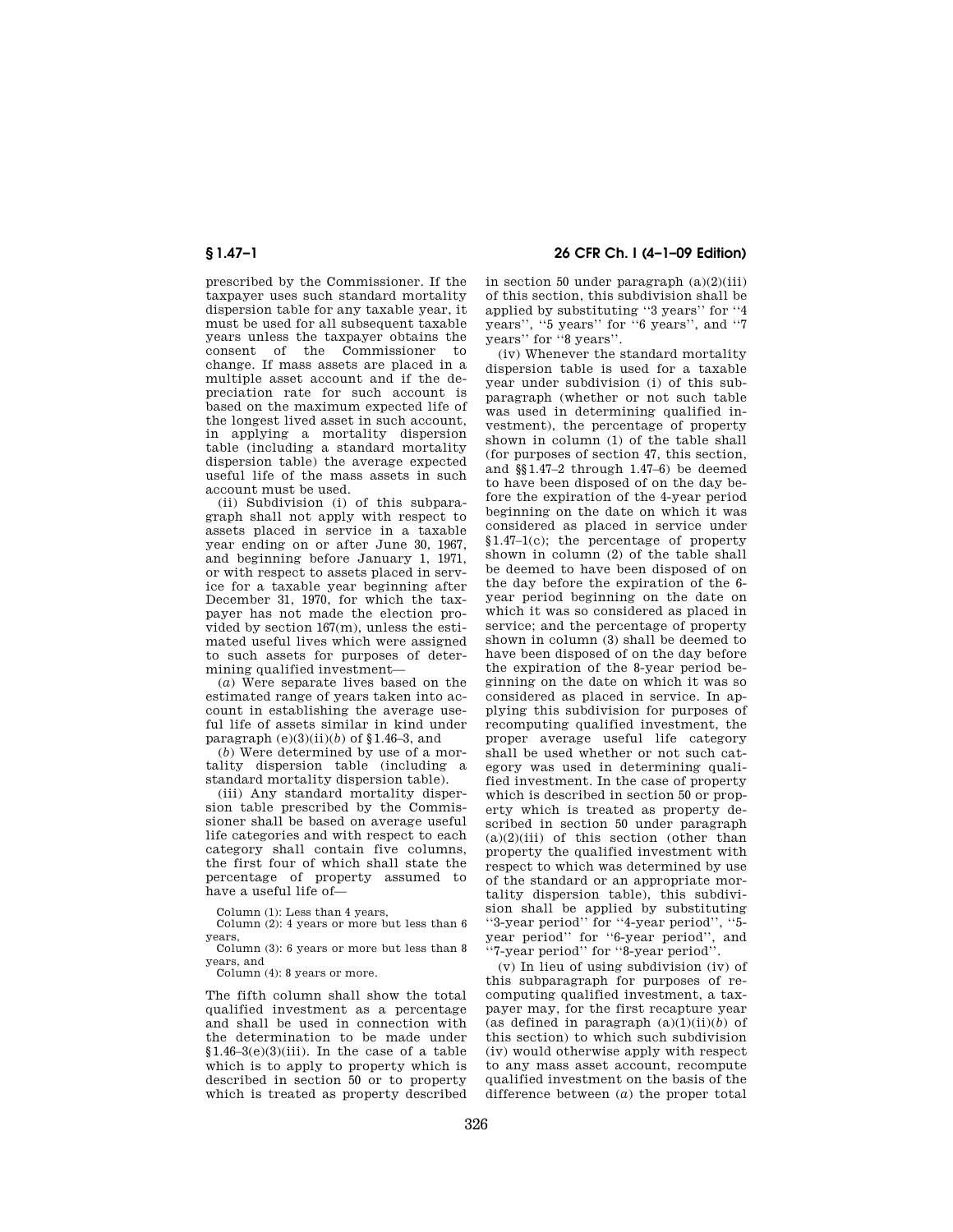prescribed by the Commissioner. If the taxpayer uses such standard mortality dispersion table for any taxable year, it must be used for all subsequent taxable years unless the taxpayer obtains the consent of the Commissioner to change. If mass assets are placed in a multiple asset account and if the depreciation rate for such account is based on the maximum expected life of the longest lived asset in such account, in applying a mortality dispersion table (including a standard mortality dispersion table) the average expected useful life of the mass assets in such account must be used.

(ii) Subdivision (i) of this subparagraph shall not apply with respect to assets placed in service in a taxable year ending on or after June 30, 1967, and beginning before January 1, 1971, or with respect to assets placed in service for a taxable year beginning after December 31, 1970, for which the taxpayer has not made the election provided by section 167(m), unless the estimated useful lives which were assigned to such assets for purposes of determining qualified investment—

(*a*) Were separate lives based on the estimated range of years taken into account in establishing the average useful life of assets similar in kind under paragraph (e)(3)(ii)(*b*) of §1.46–3, and

(*b*) Were determined by use of a mortality dispersion table (including a standard mortality dispersion table).

(iii) Any standard mortality dispersion table prescribed by the Commissioner shall be based on average useful life categories and with respect to each category shall contain five columns, the first four of which shall state the percentage of property assumed to have a useful life of—

Column (1): Less than 4 years,
Column (2): 4 years or more but less than 6 years,
Column (3): 6 years or more but less than 8 years, and
Column (4): 8 years or more.

The fifth column shall show the total qualified investment as a percentage and shall be used in connection with the determination to be made under §1.46–3(e)(3)(iii). In the case of a table which is to apply to property which is described in section 50 or to property which is treated as property described in section 50 under paragraph (a)(2)(iii) of this section, this subdivision shall be applied by substituting "3 years" for "4 years", "5 years" for "6 years", and "7 years" for "8 years".

(iv) Whenever the standard mortality dispersion table is used for a taxable year under subdivision (i) of this subparagraph (whether or not such table was used in determining qualified investment), the percentage of property shown in column (1) of the table shall (for purposes of section 47, this section, and §§1.47–2 through 1.47–6) be deemed to have been disposed of on the day before the expiration of the 4-year period beginning on the date on which it was considered as placed in service under §1.47–1(c); the percentage of property shown in column (2) of the table shall be deemed to have been disposed of on the day before the expiration of the 6-year period beginning on the date on which it was so considered as placed in service; and the percentage of property shown in column (3) shall be deemed to have been disposed of on the day before the expiration of the 8-year period beginning on the date on which it was so considered as placed in service. In applying this subdivision for purposes of recomputing qualified investment, the proper average useful life category shall be used whether or not such category was used in determining qualified investment. In the case of property which is described in section 50 or property which is treated as property described in section 50 under paragraph (a)(2)(iii) of this section (other than property the qualified investment with respect to which was determined by use of the standard or an appropriate mortality dispersion table), this subdivision shall be applied by substituting "3-year period" for "4-year period", "5-year period" for "6-year period", and "7-year period" for "8-year period".

(v) In lieu of using subdivision (iv) of this subparagraph for purposes of recomputing qualified investment, a taxpayer may, for the first recapture year (as defined in paragraph (a)(1)(ii)(*b*) of this section) to which such subdivision (iv) would otherwise apply with respect to any mass asset account, recompute qualified investment on the basis of the difference between (*a*) the proper total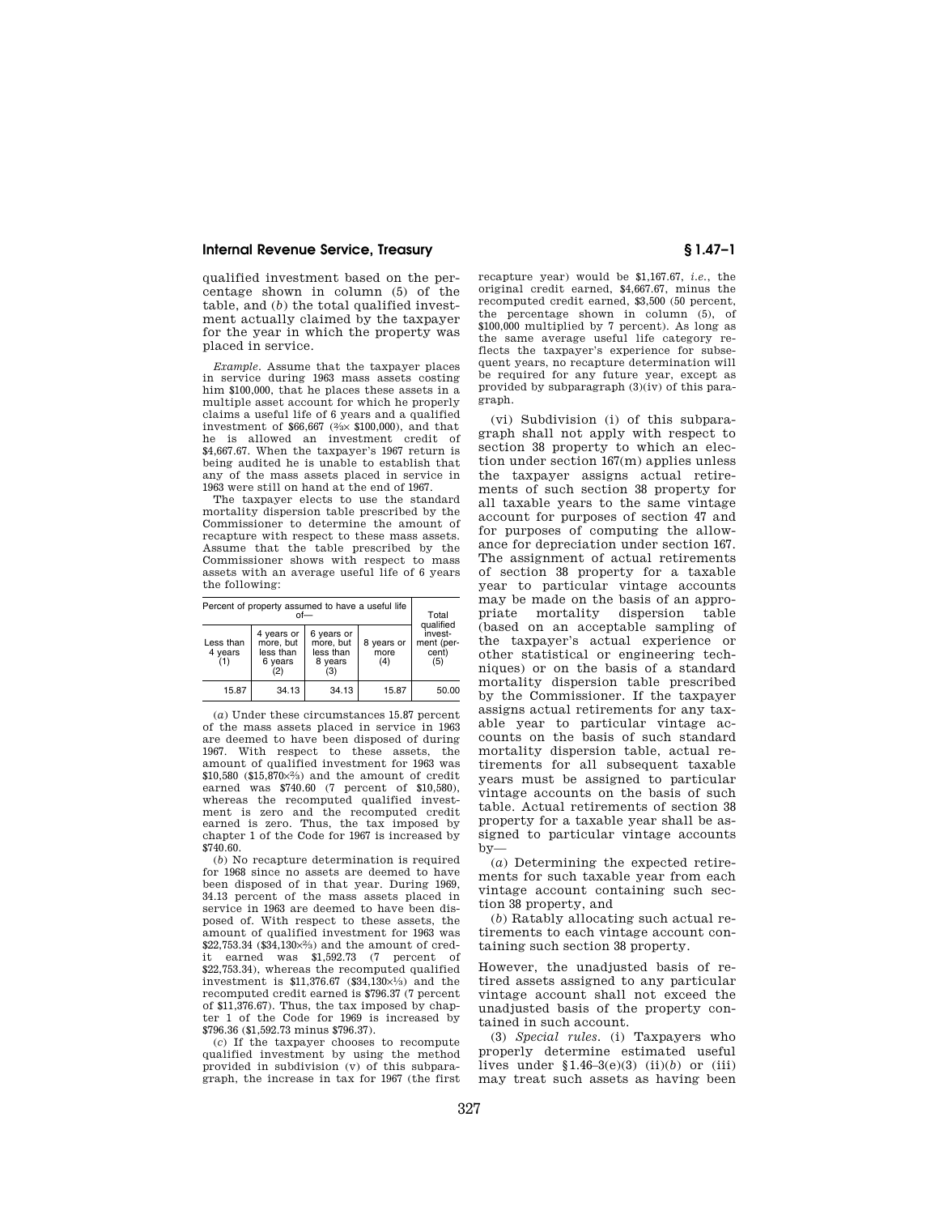qualified investment based on the percentage shown in column (5) of the table, and (*b*) the total qualified investment actually claimed by the taxpayer for the year in which the property was placed in service.

*Example.* Assume that the taxpayer places in service during 1963 mass assets costing him $100,000, that he places these assets in a multiple asset account for which he properly claims a useful life of 6 years and a qualified investment of $66,667 (⅔× $100,000), and that he is allowed an investment credit of $4,667.67. When the taxpayer's 1967 return is being audited he is unable to establish that any of the mass assets placed in service in 1963 were still on hand at the end of 1967.

The taxpayer elects to use the standard mortality dispersion table prescribed by the Commissioner to determine the amount of recapture with respect to these mass assets. Assume that the table prescribed by the Commissioner shows with respect to mass assets with an average useful life of 6 years the following:

| Percent of property assumed to have a useful life of— | | | | Total qualified investment (percent) (5) |
|---|---|---|---|---|
| Less than 4 years (1) | 4 years or more, but less than 6 years (2) | 6 years or more, but less than 8 years (3) | 8 years or more (4) | |
| 15.87 | 34.13 | 34.13 | 15.87 | 50.00 |

(*a*) Under these circumstances 15.87 percent of the mass assets placed in service in 1963 are deemed to have been disposed of during 1967. With respect to these assets, the amount of qualified investment for 1963 was $10,580 ($15,870×⅔) and the amount of credit earned was $740.60 (7 percent of $10,580), whereas the recomputed qualified investment is zero and the recomputed credit earned is zero. Thus, the tax imposed by chapter 1 of the Code for 1967 is increased by $740.60.

(*b*) No recapture determination is required for 1968 since no assets are deemed to have been disposed of in that year. During 1969, 34.13 percent of the mass assets placed in service in 1963 are deemed to have been disposed of. With respect to these assets, the amount of qualified investment for 1963 was $22,753.34 ($34,130×⅔) and the amount of credit earned was $1,592.73 (7 percent of $22,753.34), whereas the recomputed qualified investment is $11,376.67 ($34,130×⅓) and the recomputed credit earned is $796.37 (7 percent of $11,376.67). Thus, the tax imposed by chapter 1 of the Code for 1969 is increased by $796.36 ($1,592.73 minus $796.37).

(*c*) If the taxpayer chooses to recompute qualified investment by using the method provided in subdivision (v) of this subparagraph, the increase in tax for 1967 (the first recapture year) would be $1,167.67, *i.e.*, the original credit earned, $4,667.67, minus the recomputed credit earned, $3,500 (50 percent, the percentage shown in column (5), of $100,000 multiplied by 7 percent). As long as the same average useful life category reflects the taxpayer's experience for subsequent years, no recapture determination will be required for any future year, except as provided by subparagraph (3)(iv) of this paragraph.

(vi) Subdivision (i) of this subparagraph shall not apply with respect to section 38 property to which an election under section 167(m) applies unless the taxpayer assigns actual retirements of such section 38 property for all taxable years to the same vintage account for purposes of section 47 and for purposes of computing the allowance for depreciation under section 167. The assignment of actual retirements of section 38 property for a taxable year to particular vintage accounts may be made on the basis of an appropriate mortality dispersion table (based on an acceptable sampling of the taxpayer's actual experience or other statistical or engineering techniques) or on the basis of a standard mortality dispersion table prescribed by the Commissioner. If the taxpayer assigns actual retirements for any taxable year to particular vintage accounts on the basis of such standard mortality dispersion table, actual retirements for all subsequent taxable years must be assigned to particular vintage accounts on the basis of such table. Actual retirements of section 38 property for a taxable year shall be assigned to particular vintage accounts by—

(*a*) Determining the expected retirements for such taxable year from each vintage account containing such section 38 property, and

(*b*) Ratably allocating such actual retirements to each vintage account containing such section 38 property.

However, the unadjusted basis of retired assets assigned to any particular vintage account shall not exceed the unadjusted basis of the property contained in such account.

(3) *Special rules.* (i) Taxpayers who properly determine estimated useful lives under §1.46–3(e)(3) (ii)(*b*) or (iii) may treat such assets as having been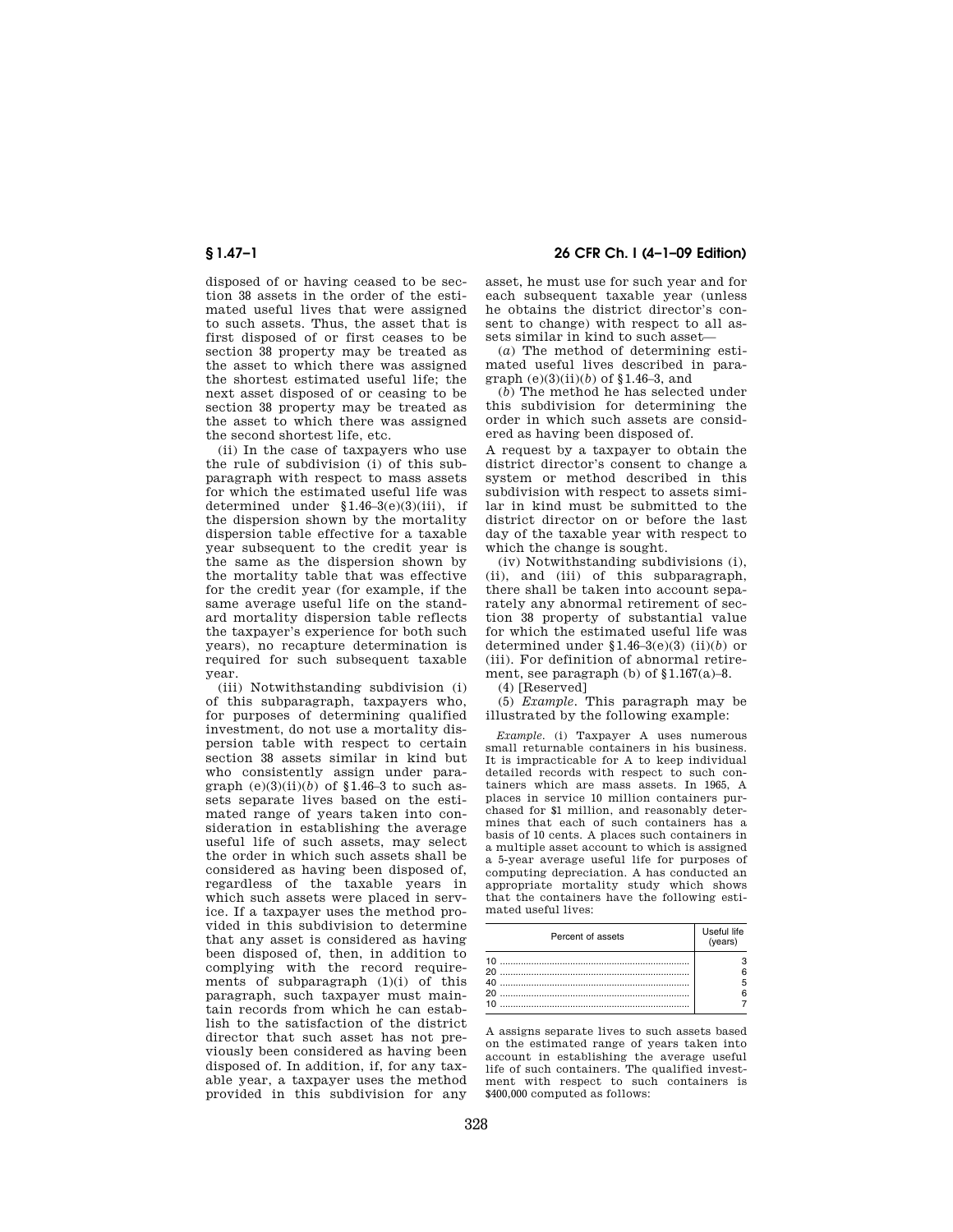disposed of or having ceased to be section 38 assets in the order of the estimated useful lives that were assigned to such assets. Thus, the asset that is first disposed of or first ceases to be section 38 property may be treated as the asset to which there was assigned the shortest estimated useful life; the next asset disposed of or ceasing to be section 38 property may be treated as the asset to which there was assigned the second shortest life, etc.

(ii) In the case of taxpayers who use the rule of subdivision (i) of this subparagraph with respect to mass assets for which the estimated useful life was determined under §1.46–3(e)(3)(iii), if the dispersion shown by the mortality dispersion table effective for a taxable year subsequent to the credit year is the same as the dispersion shown by the mortality table that was effective for the credit year (for example, if the same average useful life on the standard mortality dispersion table reflects the taxpayer's experience for both such years), no recapture determination is required for such subsequent taxable year.

(iii) Notwithstanding subdivision (i) of this subparagraph, taxpayers who, for purposes of determining qualified investment, do not use a mortality dispersion table with respect to certain section 38 assets similar in kind but who consistently assign under paragraph (e)(3)(ii)(*b*) of §1.46–3 to such assets separate lives based on the estimated range of years taken into consideration in establishing the average useful life of such assets, may select the order in which such assets shall be considered as having been disposed of, regardless of the taxable years in which such assets were placed in service. If a taxpayer uses the method provided in this subdivision to determine that any asset is considered as having been disposed of, then, in addition to complying with the record requirements of subparagraph (1)(i) of this paragraph, such taxpayer must maintain records from which he can establish to the satisfaction of the district director that such asset has not previously been considered as having been disposed of. In addition, if, for any taxable year, a taxpayer uses the method provided in this subdivision for any asset, he must use for such year and for each subsequent taxable year (unless he obtains the district director's consent to change) with respect to all assets similar in kind to such asset—

(*a*) The method of determining estimated useful lives described in paragraph (e)(3)(ii)(*b*) of §1.46–3, and

(*b*) The method he has selected under this subdivision for determining the order in which such assets are considered as having been disposed of.

A request by a taxpayer to obtain the district director's consent to change a system or method described in this subdivision with respect to assets similar in kind must be submitted to the district director on or before the last day of the taxable year with respect to which the change is sought.

(iv) Notwithstanding subdivisions (i), (ii), and (iii) of this subparagraph, there shall be taken into account separately any abnormal retirement of section 38 property of substantial value for which the estimated useful life was determined under §1.46–3(e)(3) (ii)(*b*) or (iii). For definition of abnormal retirement, see paragraph (b) of §1.167(a)–8.

(4) [Reserved]

(5) *Example*. This paragraph may be illustrated by the following example:

*Example*. (i) Taxpayer A uses numerous small returnable containers in his business. It is impracticable for A to keep individual detailed records with respect to such containers which are mass assets. In 1965, A places in service 10 million containers purchased for $1 million, and reasonably determines that each of such containers has a basis of 10 cents. A places such containers in a multiple asset account to which is assigned a 5-year average useful life for purposes of computing depreciation. A has conducted an appropriate mortality study which shows that the containers have the following estimated useful lives:

| Percent of assets | Useful life (years) |
|---|---|
| 10 | 3 |
| 20 | 6 |
| 40 | 5 |
| 20 | 6 |
| 10 | 7 |

A assigns separate lives to such assets based on the estimated range of years taken into account in establishing the average useful life of such containers. The qualified investment with respect to such containers is $400,000 computed as follows: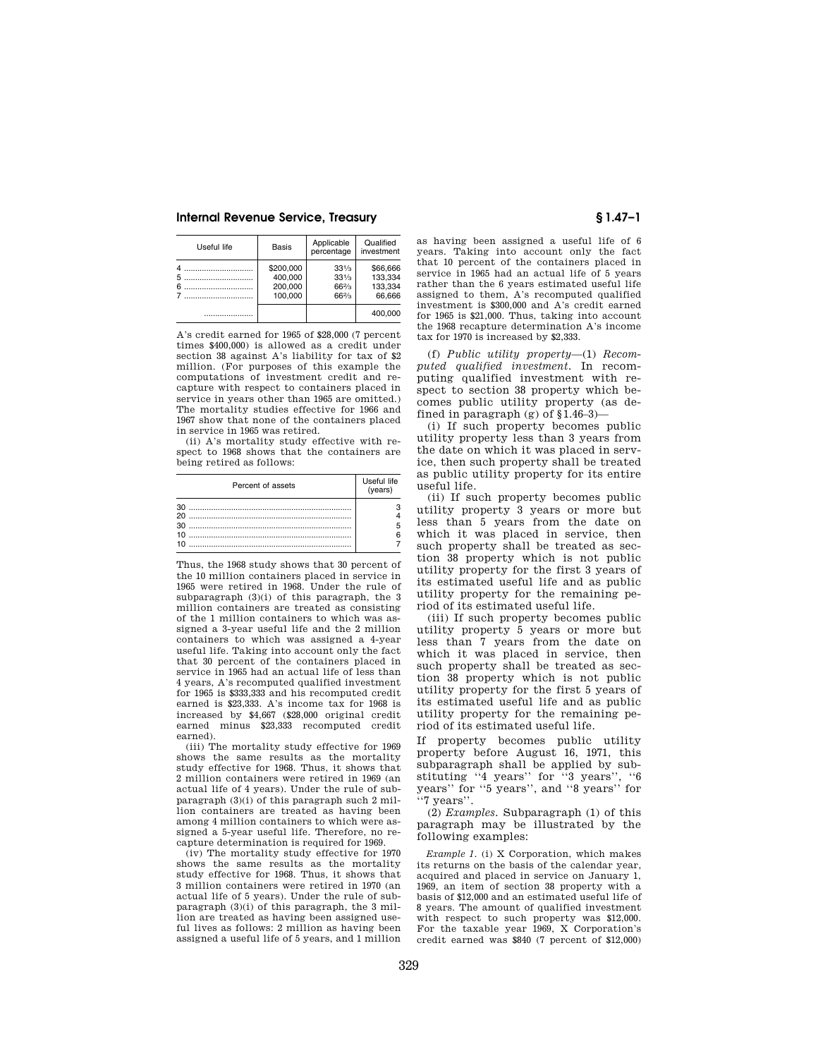| Useful life | Basis | Applicable percentage | Qualified investment |
|---|---|---|---|
| 4 | $200,000 | 33⅓ | $66,666 |
| 5 | 400,000 | 33⅓ | 133,334 |
| 6 | 200,000 | 66⅔ | 133,334 |
| 7 | 100,000 | 66⅔ | 66,666 |
| | | | 400,000 |

A's credit earned for 1965 of $28,000 (7 percent times $400,000) is allowed as a credit under section 38 against A's liability for tax of $2 million. (For purposes of this example the computations of investment credit and recapture with respect to containers placed in service in years other than 1965 are omitted.) The mortality studies effective for 1966 and 1967 show that none of the containers placed in service in 1965 was retired.

(ii) A's mortality study effective with respect to 1968 shows that the containers are being retired as follows:

| Percent of assets | Useful life (years) |
|---|---|
| 30 | 3 |
| 20 | 4 |
| 30 | 5 |
| 10 | 6 |
| 10 | 7 |

Thus, the 1968 study shows that 30 percent of the 10 million containers placed in service in 1965 were retired in 1968. Under the rule of subparagraph (3)(i) of this paragraph, the 3 million containers are treated as consisting of the 1 million containers to which was assigned a 3-year useful life and the 2 million containers to which was assigned a 4-year useful life. Taking into account only the fact that 30 percent of the containers placed in service in 1965 had an actual life of less than 4 years, A's recomputed qualified investment for 1965 is $333,333 and his recomputed credit earned is $23,333. A's income tax for 1968 is increased by $4,667 ($28,000 original credit earned minus $23,333 recomputed credit earned).

(iii) The mortality study effective for 1969 shows the same results as the mortality study effective for 1968. Thus, it shows that 2 million containers were retired in 1969 (an actual life of 4 years). Under the rule of subparagraph (3)(i) of this paragraph such 2 million containers are treated as having been among 4 million containers to which were assigned a 5-year useful life. Therefore, no recapture determination is required for 1969.

(iv) The mortality study effective for 1970 shows the same results as the mortality study effective for 1968. Thus, it shows that 3 million containers were retired in 1970 (an actual life of 5 years). Under the rule of subparagraph (3)(i) of this paragraph, the 3 million are treated as having been assigned useful lives as follows: 2 million as having been assigned a useful life of 5 years, and 1 million as having been assigned a useful life of 6 years. Taking into account only the fact that 10 percent of the containers placed in service in 1965 had an actual life of 5 years rather than the 6 years estimated useful life assigned to them, A's recomputed qualified investment is $300,000 and A's credit earned for 1965 is $21,000. Thus, taking into account the 1968 recapture determination A's income tax for 1970 is increased by $2,333.

(f) *Public utility property*—(1) *Recomputed qualified investment.* In recomputing qualified investment with respect to section 38 property which becomes public utility property (as defined in paragraph (g) of §1.46–3)—

(i) If such property becomes public utility property less than 3 years from the date on which it was placed in service, then such property shall be treated as public utility property for its entire useful life.

(ii) If such property becomes public utility property 3 years or more but less than 5 years from the date on which it was placed in service, then such property shall be treated as section 38 property which is not public utility property for the first 3 years of its estimated useful life and as public utility property for the remaining period of its estimated useful life.

(iii) If such property becomes public utility property 5 years or more but less than 7 years from the date on which it was placed in service, then such property shall be treated as section 38 property which is not public utility property for the first 5 years of its estimated useful life and as public utility property for the remaining period of its estimated useful life.

If property becomes public utility property before August 16, 1971, this subparagraph shall be applied by substituting "4 years" for "3 years", "6 years" for "5 years", and "8 years" for "7 years".

(2) *Examples.* Subparagraph (1) of this paragraph may be illustrated by the following examples:

*Example 1.* (i) X Corporation, which makes its returns on the basis of the calendar year, acquired and placed in service on January 1, 1969, an item of section 38 property with a basis of $12,000 and an estimated useful life of 8 years. The amount of qualified investment with respect to such property was $12,000. For the taxable year 1969, X Corporation's credit earned was $840 (7 percent of $12,000)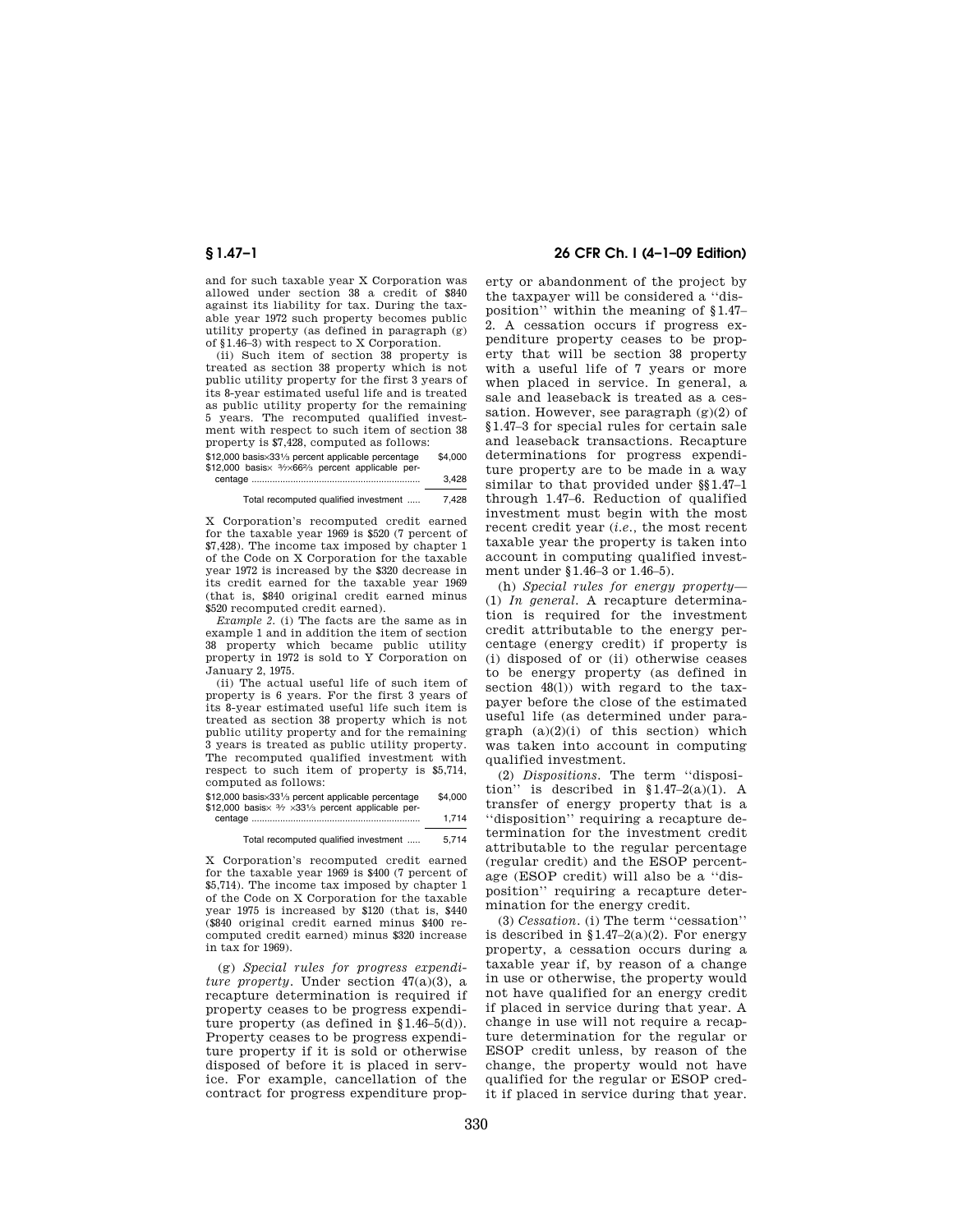and for such taxable year X Corporation was allowed under section 38 a credit of $840 against its liability for tax. During the taxable year 1972 such property becomes public utility property (as defined in paragraph (g) of §1.46–3) with respect to X Corporation.

(ii) Such item of section 38 property is treated as section 38 property which is not public utility property for the first 3 years of its 8-year estimated useful life and is treated as public utility property for the remaining 5 years. The recomputed qualified investment with respect to such item of section 38 property is $7,428, computed as follows:

| | |
|---|---|
| $12,000 basis×33⅓ percent applicable percentage | $4,000 |
| $12,000 basis× 3/7×66⅔ percent applicable percentage | 3,428 |
| Total recomputed qualified investment | 7,428 |

X Corporation's recomputed credit earned for the taxable year 1969 is $520 (7 percent of $7,428). The income tax imposed by chapter 1 of the Code on X Corporation for the taxable year 1972 is increased by the $320 decrease in its credit earned for the taxable year 1969 (that is, $840 original credit earned minus $520 recomputed credit earned).

*Example 2.* (i) The facts are the same as in example 1 and in addition the item of section 38 property which became public utility property in 1972 is sold to Y Corporation on January 2, 1975.

(ii) The actual useful life of such item of property is 6 years. For the first 3 years of its 8-year estimated useful life such item is treated as section 38 property which is not public utility property and for the remaining 3 years is treated as public utility property. The recomputed qualified investment with respect to such item of property is $5,714, computed as follows:

| | |
|---|---|
| $12,000 basis×33⅓ percent applicable percentage | $4,000 |
| $12,000 basis× 3/7 ×33⅓ percent applicable percentage | 1,714 |
| Total recomputed qualified investment | 5,714 |

X Corporation's recomputed credit earned for the taxable year 1969 is $400 (7 percent of $5,714). The income tax imposed by chapter 1 of the Code on X Corporation for the taxable year 1975 is increased by $120 (that is, $440 ($840 original credit earned minus $400 recomputed credit earned) minus $320 increase in tax for 1969).

(g) *Special rules for progress expenditure property.* Under section 47(a)(3), a recapture determination is required if property ceases to be progress expenditure property (as defined in §1.46–5(d)). Property ceases to be progress expenditure property if it is sold or otherwise disposed of before it is placed in service. For example, cancellation of the contract for progress expenditure property or abandonment of the project by the taxpayer will be considered a ''disposition'' within the meaning of §1.47–2. A cessation occurs if progress expenditure property ceases to be property that will be section 38 property with a useful life of 7 years or more when placed in service. In general, a sale and leaseback is treated as a cessation. However, see paragraph (g)(2) of §1.47–3 for special rules for certain sale and leaseback transactions. Recapture determinations for progress expenditure property are to be made in a way similar to that provided under §§1.47–1 through 1.47–6. Reduction of qualified investment must begin with the most recent credit year (*i.e.*, the most recent taxable year the property is taken into account in computing qualified investment under §1.46–3 or 1.46–5).

(h) *Special rules for energy property*—(1) *In general.* A recapture determination is required for the investment credit attributable to the energy percentage (energy credit) if property is (i) disposed of or (ii) otherwise ceases to be energy property (as defined in section 48(l)) with regard to the taxpayer before the close of the estimated useful life (as determined under paragraph (a)(2)(i) of this section) which was taken into account in computing qualified investment.

(2) *Dispositions.* The term ''disposition'' is described in §1.47–2(a)(1). A transfer of energy property that is a ''disposition'' requiring a recapture determination for the investment credit attributable to the regular percentage (regular credit) and the ESOP percentage (ESOP credit) will also be a ''disposition'' requiring a recapture determination for the energy credit.

(3) *Cessation.* (i) The term ''cessation'' is described in §1.47–2(a)(2). For energy property, a cessation occurs during a taxable year if, by reason of a change in use or otherwise, the property would not have qualified for an energy credit if placed in service during that year. A change in use will not require a recapture determination for the regular or ESOP credit unless, by reason of the change, the property would not have qualified for the regular or ESOP credit if placed in service during that year.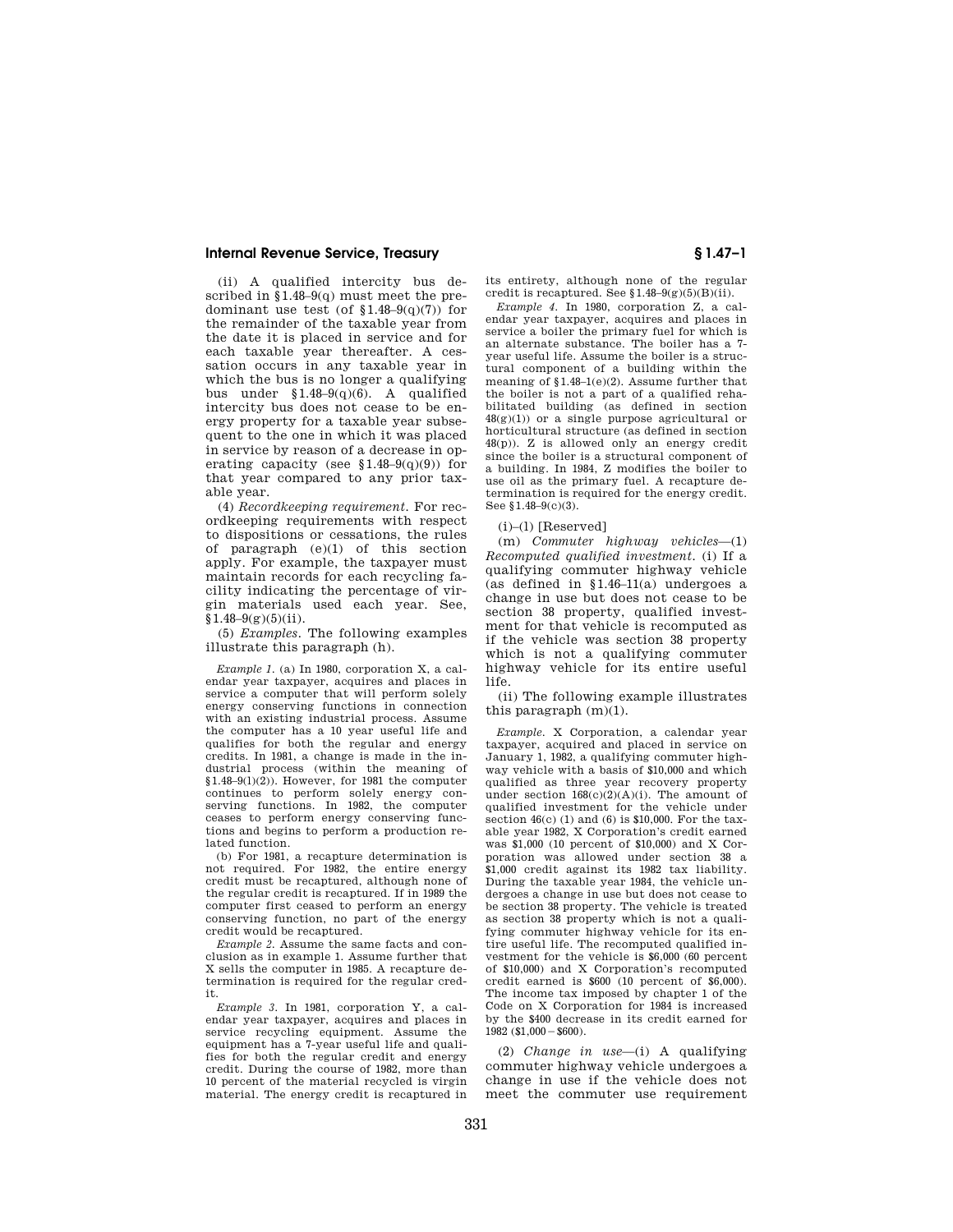(ii) A qualified intercity bus described in §1.48–9(q) must meet the predominant use test (of §1.48–9(q)(7)) for the remainder of the taxable year from the date it is placed in service and for each taxable year thereafter. A cessation occurs in any taxable year in which the bus is no longer a qualifying bus under §1.48–9(q)(6). A qualified intercity bus does not cease to be energy property for a taxable year subsequent to the one in which it was placed in service by reason of a decrease in operating capacity (see §1.48–9(q)(9)) for that year compared to any prior taxable year.

(4) *Recordkeeping requirement.* For recordkeeping requirements with respect to dispositions or cessations, the rules of paragraph (e)(1) of this section apply. For example, the taxpayer must maintain records for each recycling facility indicating the percentage of virgin materials used each year. See, §1.48–9(g)(5)(ii).

(5) *Examples.* The following examples illustrate this paragraph (h).

*Example 1.* (a) In 1980, corporation X, a calendar year taxpayer, acquires and places in service a computer that will perform solely energy conserving functions in connection with an existing industrial process. Assume the computer has a 10 year useful life and qualifies for both the regular and energy credits. In 1981, a change is made in the industrial process (within the meaning of §1.48–9(l)(2)). However, for 1981 the computer continues to perform solely energy conserving functions. In 1982, the computer ceases to perform energy conserving functions and begins to perform a production related function.

(b) For 1981, a recapture determination is not required. For 1982, the entire energy credit must be recaptured, although none of the regular credit is recaptured. If in 1989 the computer first ceased to perform an energy conserving function, no part of the energy credit would be recaptured.

*Example 2.* Assume the same facts and conclusion as in example 1. Assume further that X sells the computer in 1985. A recapture determination is required for the regular credit.

*Example 3.* In 1981, corporation Y, a calendar year taxpayer, acquires and places in service recycling equipment. Assume the equipment has a 7-year useful life and qualifies for both the regular credit and energy credit. During the course of 1982, more than 10 percent of the material recycled is virgin material. The energy credit is recaptured in its entirety, although none of the regular credit is recaptured. See §1.48–9(g)(5)(B)(ii).

*Example 4.* In 1980, corporation Z, a calendar year taxpayer, acquires and places in service a boiler the primary fuel for which is an alternate substance. The boiler has a 7-year useful life. Assume the boiler is a structural component of a building within the meaning of §1.48–1(e)(2). Assume further that the boiler is not a part of a qualified rehabilitated building (as defined in section 48(g)(1)) or a single purpose agricultural or horticultural structure (as defined in section 48(p)). Z is allowed only an energy credit since the boiler is a structural component of a building. In 1984, Z modifies the boiler to use oil as the primary fuel. A recapture determination is required for the energy credit. See §1.48–9(c)(3).

(i)–(l) [Reserved]

(m) *Commuter highway vehicles*—(1) *Recomputed qualified investment.* (i) If a qualifying commuter highway vehicle (as defined in §1.46–11(a) undergoes a change in use but does not cease to be section 38 property, qualified investment for that vehicle is recomputed as if the vehicle was section 38 property which is not a qualifying commuter highway vehicle for its entire useful life.

(ii) The following example illustrates this paragraph (m)(1).

*Example.* X Corporation, a calendar year taxpayer, acquired and placed in service on January 1, 1982, a qualifying commuter highway vehicle with a basis of $10,000 and which qualified as three year recovery property under section 168(c)(2)(A)(i). The amount of qualified investment for the vehicle under section 46(c) (1) and (6) is $10,000. For the taxable year 1982, X Corporation's credit earned was $1,000 (10 percent of $10,000) and X Corporation was allowed under section 38 a $1,000 credit against its 1982 tax liability. During the taxable year 1984, the vehicle undergoes a change in use but does not cease to be section 38 property. The vehicle is treated as section 38 property which is not a qualifying commuter highway vehicle for its entire useful life. The recomputed qualified investment for the vehicle is $6,000 (60 percent of $10,000) and X Corporation's recomputed credit earned is $600 (10 percent of $6,000). The income tax imposed by chapter 1 of the Code on X Corporation for 1984 is increased by the $400 decrease in its credit earned for 1982 ($1,000 − $600).

(2) *Change in use*—(i) A qualifying commuter highway vehicle undergoes a change in use if the vehicle does not meet the commuter use requirement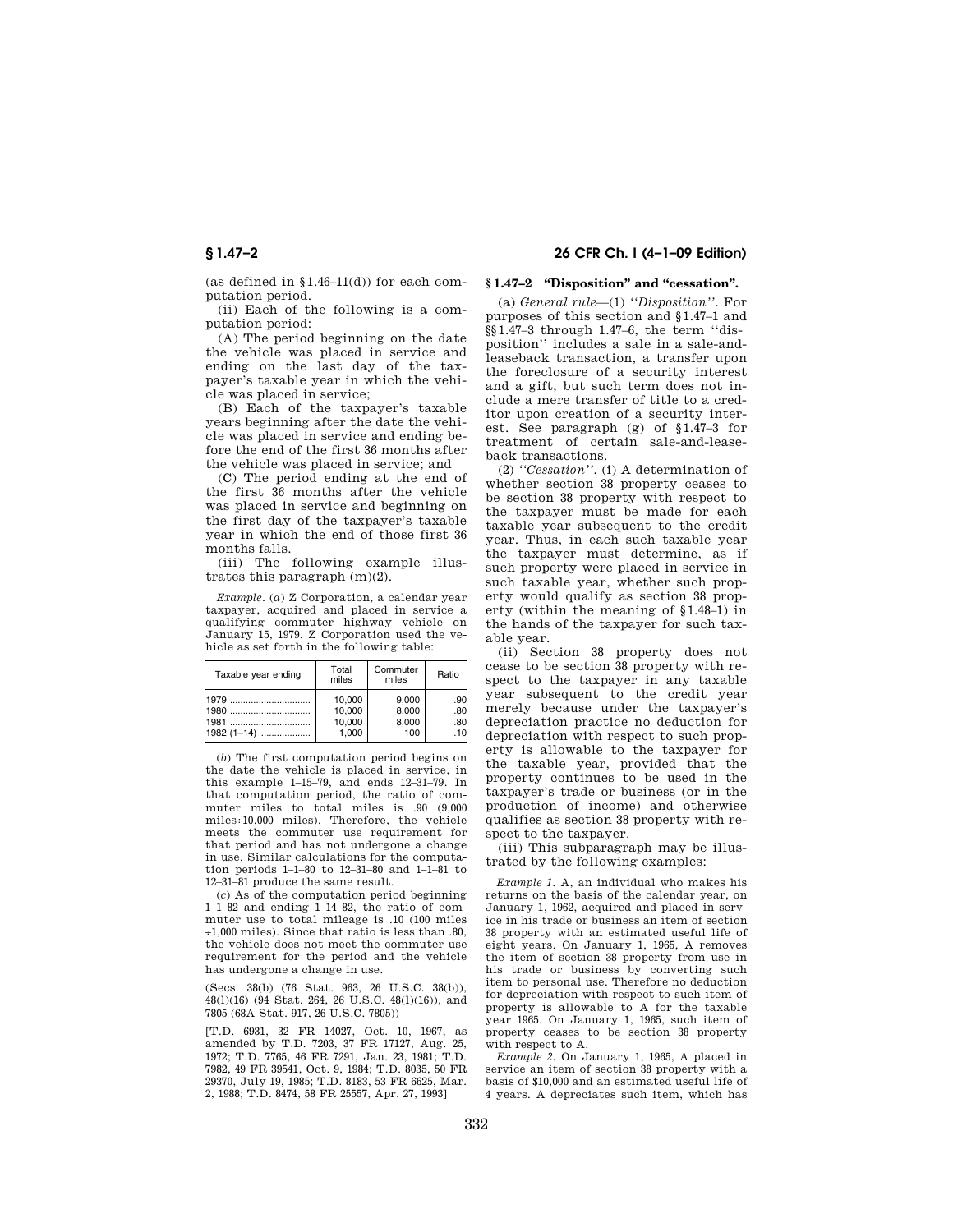(as defined in §1.46–11(d)) for each computation period.

(ii) Each of the following is a computation period:

(A) The period beginning on the date the vehicle was placed in service and ending on the last day of the taxpayer's taxable year in which the vehicle was placed in service;

(B) Each of the taxpayer's taxable years beginning after the date the vehicle was placed in service and ending before the end of the first 36 months after the vehicle was placed in service; and

(C) The period ending at the end of the first 36 months after the vehicle was placed in service and beginning on the first day of the taxpayer's taxable year in which the end of those first 36 months falls.

(iii) The following example illustrates this paragraph (m)(2).

*Example.* (*a*) Z Corporation, a calendar year taxpayer, acquired and placed in service a qualifying commuter highway vehicle on January 15, 1979. Z Corporation used the vehicle as set forth in the following table:

| Taxable year ending | Total miles | Commuter miles | Ratio |
|---|---|---|---|
| 1979 ................................ | 10,000 | 9,000 | .90 |
| 1980 ................................ | 10,000 | 8,000 | .80 |
| 1981 ................................ | 10,000 | 8,000 | .80 |
| 1982 (1–14) ................... | 1,000 | 100 | .10 |

(*b*) The first computation period begins on the date the vehicle is placed in service, in this example 1–15–79, and ends 12–31–79. In that computation period, the ratio of commuter miles to total miles is .90 (9,000 miles÷10,000 miles). Therefore, the vehicle meets the commuter use requirement for that period and has not undergone a change in use. Similar calculations for the computation periods 1–1–80 to 12–31–80 and 1–1–81 to 12–31–81 produce the same result.

(*c*) As of the computation period beginning 1–1–82 and ending 1–14–82, the ratio of commuter use to total mileage is .10 (100 miles ÷1,000 miles). Since that ratio is less than .80, the vehicle does not meet the commuter use requirement for the period and the vehicle has undergone a change in use.

(Secs. 38(b) (76 Stat. 963, 26 U.S.C. 38(b)), 48(l)(16) (94 Stat. 264, 26 U.S.C. 48(l)(16)), and 7805 (68A Stat. 917, 26 U.S.C. 7805))

[T.D. 6931, 32 FR 14027, Oct. 10, 1967, as amended by T.D. 7203, 37 FR 17127, Aug. 25, 1972; T.D. 7765, 46 FR 7291, Jan. 23, 1981; T.D. 7982, 49 FR 39541, Oct. 9, 1984; T.D. 8035, 50 FR 29370, July 19, 1985; T.D. 8183, 53 FR 6625, Mar. 2, 1988; T.D. 8474, 58 FR 25557, Apr. 27, 1993]

## §1.47–2 "Disposition" and "cessation".

(a) *General rule*—(1) *''Disposition''.* For purposes of this section and §1.47–1 and §§1.47–3 through 1.47–6, the term ''disposition'' includes a sale in a sale-and-leaseback transaction, a transfer upon the foreclosure of a security interest and a gift, but such term does not include a mere transfer of title to a creditor upon creation of a security interest. See paragraph (g) of §1.47–3 for treatment of certain sale-and-leaseback transactions.

(2) *''Cessation''.* (i) A determination of whether section 38 property ceases to be section 38 property with respect to the taxpayer must be made for each taxable year subsequent to the credit year. Thus, in each such taxable year the taxpayer must determine, as if such property were placed in service in such taxable year, whether such property would qualify as section 38 property (within the meaning of §1.48–1) in the hands of the taxpayer for such taxable year.

(ii) Section 38 property does not cease to be section 38 property with respect to the taxpayer in any taxable year subsequent to the credit year merely because under the taxpayer's depreciation practice no deduction for depreciation with respect to such property is allowable to the taxpayer for the taxable year, provided that the property continues to be used in the taxpayer's trade or business (or in the production of income) and otherwise qualifies as section 38 property with respect to the taxpayer.

(iii) This subparagraph may be illustrated by the following examples:

*Example 1.* A, an individual who makes his returns on the basis of the calendar year, on January 1, 1962, acquired and placed in service in his trade or business an item of section 38 property with an estimated useful life of eight years. On January 1, 1965, A removes the item of section 38 property from use in his trade or business by converting such item to personal use. Therefore no deduction for depreciation with respect to such item of property is allowable to A for the taxable year 1965. On January 1, 1965, such item of property ceases to be section 38 property with respect to A.

*Example 2.* On January 1, 1965, A placed in service an item of section 38 property with a basis of $10,000 and an estimated useful life of 4 years. A depreciates such item, which has